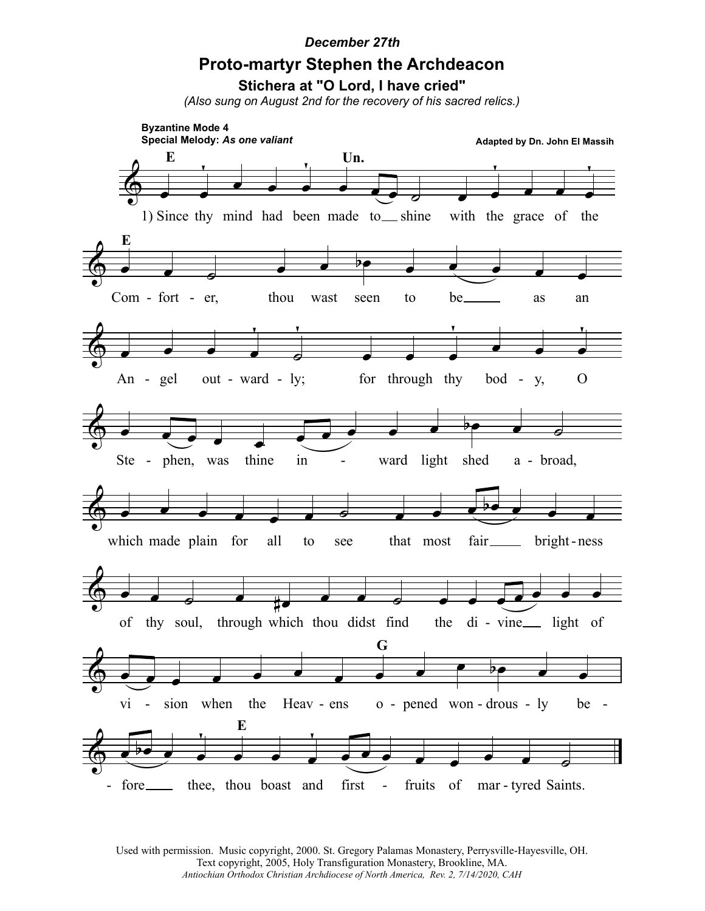*December 27th*

# Proto-martyr Stephen the Archdeacon

## Stichera at "O Lord, I have cried"

*(Also sung on August 2nd for the recovery of his sacred relics.)*

**Byzantine Mode 4**
**Special Melody:** ***As one valiant***

**Adapted by Dn. John El Massih**

1) Since thy mind had been made to shine with the grace of the Com-fort-er, thou wast seen to be as an An-gel out-ward-ly; for through thy bod-y, O Ste-phen, was thine in-ward light shed a-broad, which made plain for all to see that most fair bright-ness of thy soul, through which thou didst find the di-vine light of vi-sion when the Heav-ens o-pened won-drous-ly be-fore thee, thou boast and first-fruits of mar-tyred Saints.

Used with permission. Music copyright, 2000. St. Gregory Palamas Monastery, Perrysville-Hayesville, OH.
Text copyright, 2005, Holy Transfiguration Monastery, Brookline, MA.
*Antiochian Orthodox Christian Archdiocese of North America, Rev. 2, 7/14/2020, CAH*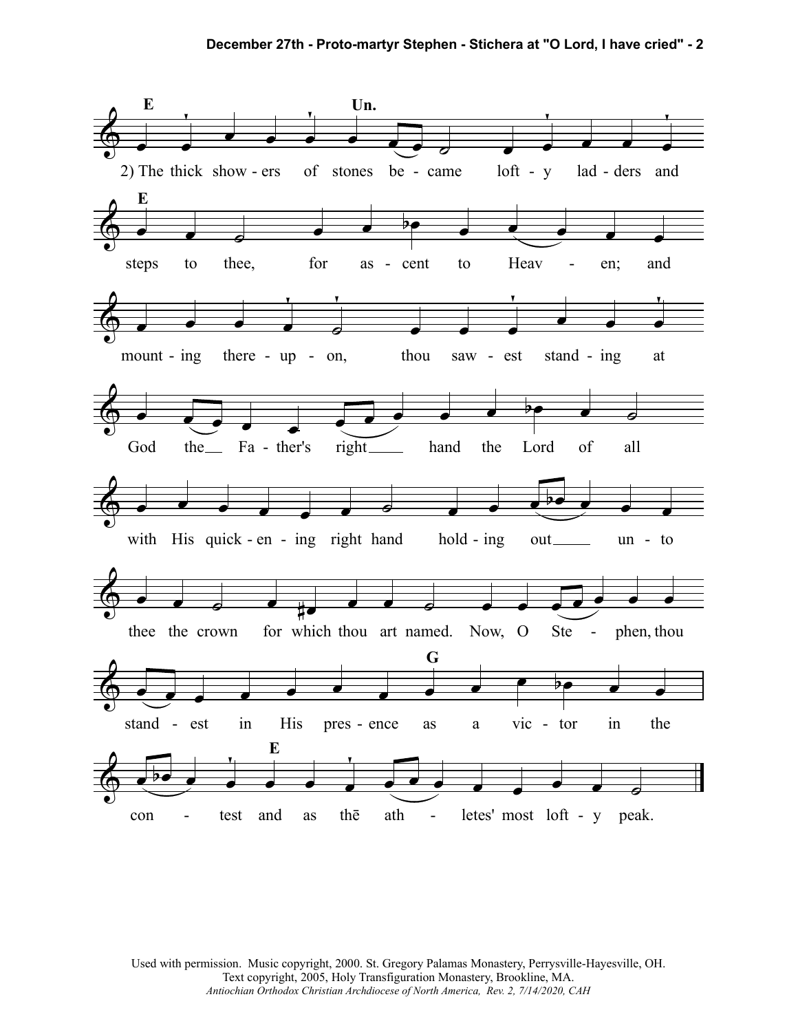2) The thick show - ers of stones be - came loft - y lad - ders and

steps to thee, for as - cent to Heav - en; and

mount - ing there - up - on, thou saw - est stand - ing at

God the Fa - ther's right hand the Lord of all

with His quick - en - ing right hand hold - ing out un - to

thee the crown for which thou art named. Now, O Ste - phen, thou

stand - est in His pres - ence as a vic - tor in the

con - test and as thē ath - letes' most loft - y peak.

Used with permission. Music copyright, 2000. St. Gregory Palamas Monastery, Perrysville-Hayesville, OH.
Text copyright, 2005, Holy Transfiguration Monastery, Brookline, MA.
*Antiochian Orthodox Christian Archdiocese of North America, Rev. 2, 7/14/2020, CAH*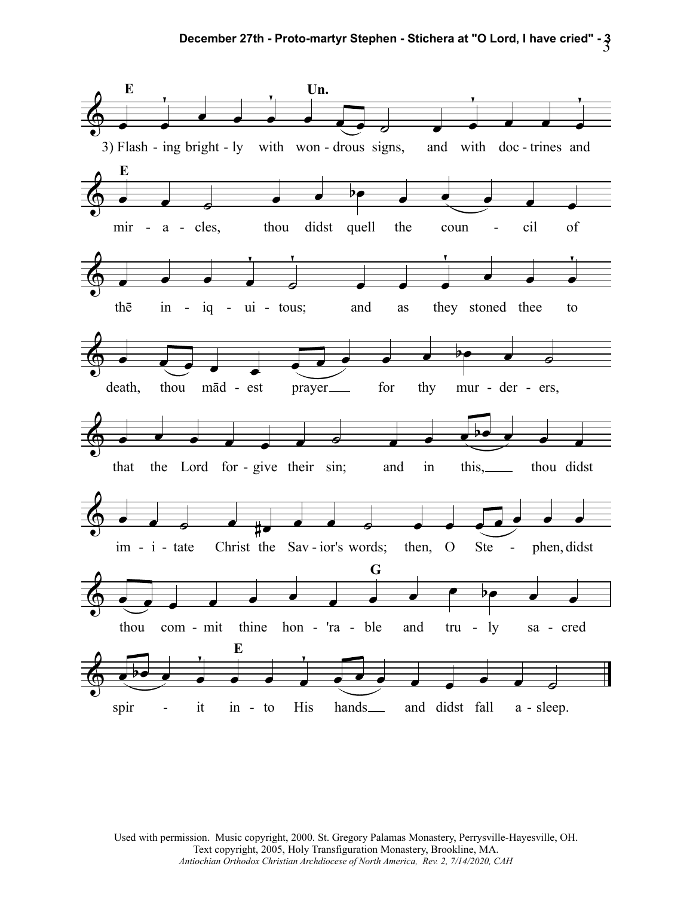3) Flashing brightly with wondrous signs, and with doctrines and miracles, thou didst quell the council of thē iniquitous; and as they stoned thee to death, thou mādest prayer for thy murderers, that the Lord forgive their sin; and in this, thou didst imitate Christ the Savior's words; then, O Stephen, didst thou commit thine hon'rable and truly sacred spirit into His hands and didst fall asleep.

Used with permission. Music copyright, 2000. St. Gregory Palamas Monastery, Perrysville-Hayesville, OH.
Text copyright, 2005, Holy Transfiguration Monastery, Brookline, MA.
*Antiochian Orthodox Christian Archdiocese of North America, Rev. 2, 7/14/2020, CAH*